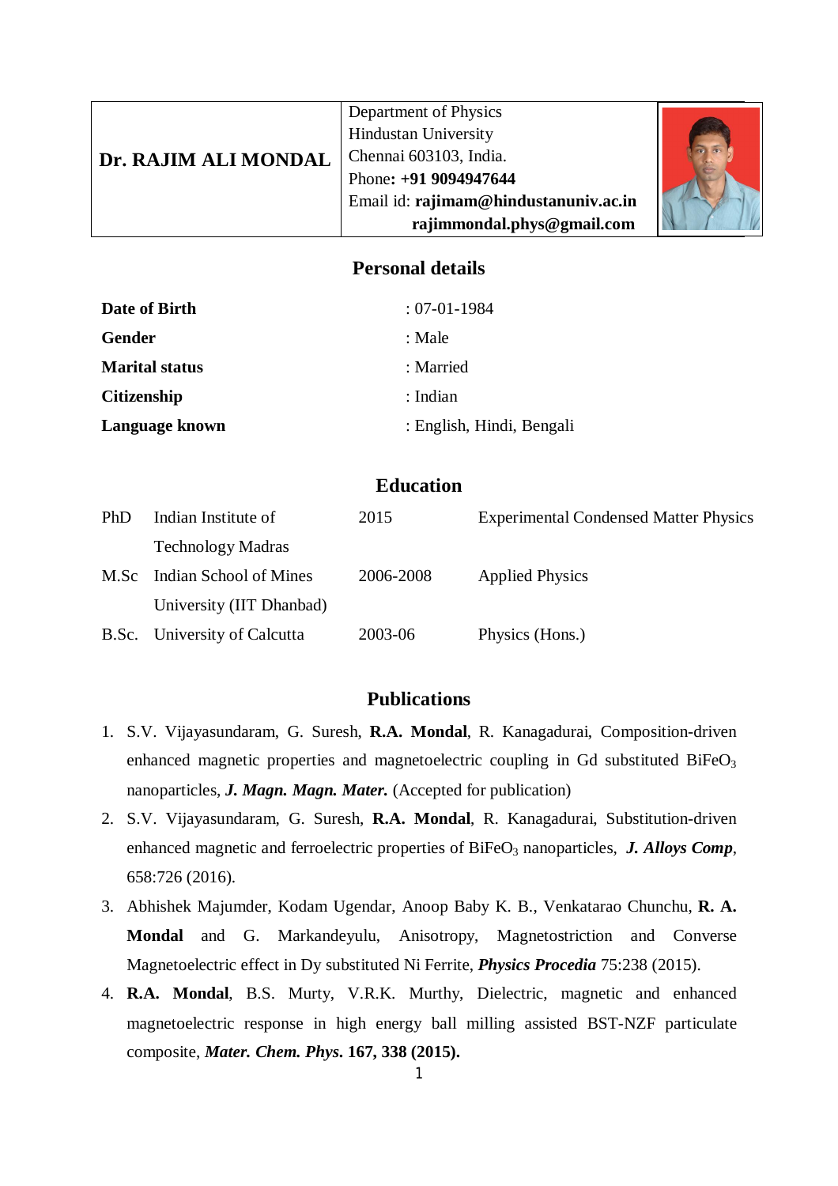| **Dr. RAJIM ALI MONDAL** | Department of Physics<br>Hindustan University<br>Chennai 603103, India.<br>Phone**: +91 9094947644**<br>Email id: **rajimam@hindustanuniv.ac.in**<br>**rajimmondal.phys@gmail.com** |
|---|---|

## Personal details

| | |
|---|---|
| **Date of Birth** | : 07-01-1984 |
| **Gender** | : Male |
| **Marital status** | : Married |
| **Citizenship** | : Indian |
| **Language known** | : English, Hindi, Bengali |

## Education

| | | | |
|---|---|---|---|
| PhD | Indian Institute of Technology Madras | 2015 | Experimental Condensed Matter Physics |
| M.Sc | Indian School of Mines University (IIT Dhanbad) | 2006-2008 | Applied Physics |
| B.Sc. | University of Calcutta | 2003-06 | Physics (Hons.) |

## Publications

1. S.V. Vijayasundaram, G. Suresh, **R.A. Mondal**, R. Kanagadurai, Composition-driven enhanced magnetic properties and magnetoelectric coupling in Gd substituted $BiFeO_3$ nanoparticles, ***J. Magn. Magn. Mater.*** (Accepted for publication)
2. S.V. Vijayasundaram, G. Suresh, **R.A. Mondal**, R. Kanagadurai, Substitution-driven enhanced magnetic and ferroelectric properties of $BiFeO_3$ nanoparticles, ***J. Alloys Comp***, 658:726 (2016).
3. Abhishek Majumder, Kodam Ugendar, Anoop Baby K. B., Venkatarao Chunchu, **R. A. Mondal** and G. Markandeyulu, Anisotropy, Magnetostriction and Converse Magnetoelectric effect in Dy substituted Ni Ferrite, ***Physics Procedia*** 75:238 (2015).
4. **R.A. Mondal**, B.S. Murty, V.R.K. Murthy, Dielectric, magnetic and enhanced magnetoelectric response in high energy ball milling assisted BST-NZF particulate composite, ***Mater. Chem. Phys.* 167, 338 (2015).**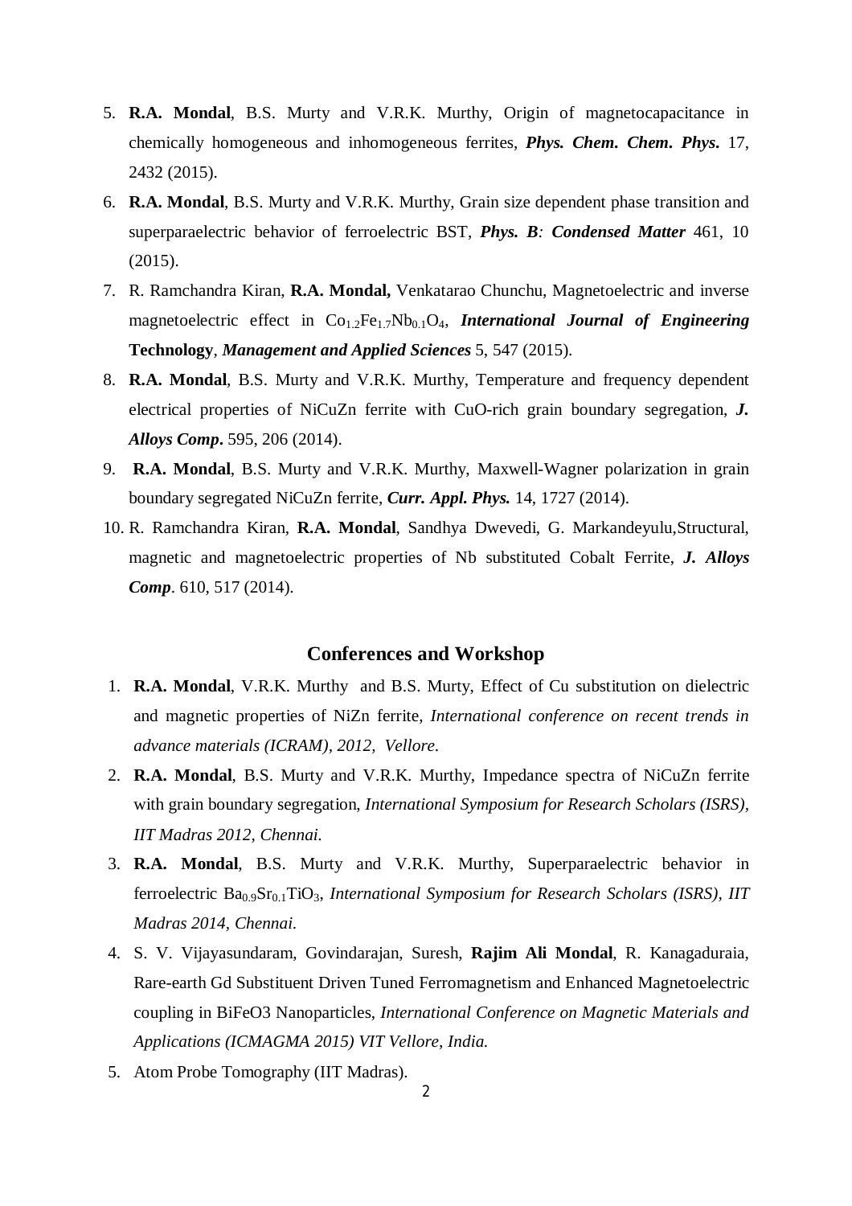5. **R.A. Mondal**, B.S. Murty and V.R.K. Murthy, Origin of magnetocapacitance in chemically homogeneous and inhomogeneous ferrites, ***Phys. Chem. Chem. Phys.*** 17, 2432 (2015).
6. **R.A. Mondal**, B.S. Murty and V.R.K. Murthy, Grain size dependent phase transition and superparaelectric behavior of ferroelectric BST, ***Phys. B: Condensed Matter*** 461, 10 (2015).
7. R. Ramchandra Kiran, **R.A. Mondal,** Venkatarao Chunchu, Magnetoelectric and inverse magnetoelectric effect in $Co_{1.2}Fe_{1.7}Nb_{0.1}O_4$, ***International Journal of Engineering*** **Technology**, ***Management and Applied Sciences*** 5, 547 (2015).
8. **R.A. Mondal**, B.S. Murty and V.R.K. Murthy, Temperature and frequency dependent electrical properties of NiCuZn ferrite with CuO-rich grain boundary segregation, ***J. Alloys Comp.*** 595, 206 (2014).
9. **R.A. Mondal**, B.S. Murty and V.R.K. Murthy, Maxwell-Wagner polarization in grain boundary segregated NiCuZn ferrite, ***Curr. Appl. Phys.*** 14, 1727 (2014).
10. R. Ramchandra Kiran, **R.A. Mondal**, Sandhya Dwevedi, G. Markandeyulu,Structural, magnetic and magnetoelectric properties of Nb substituted Cobalt Ferrite, ***J. Alloys Comp***. 610, 517 (2014).

## Conferences and Workshop

1. **R.A. Mondal**, V.R.K. Murthy and B.S. Murty, Effect of Cu substitution on dielectric and magnetic properties of NiZn ferrite, *International conference on recent trends in advance materials (ICRAM), 2012, Vellore.*
2. **R.A. Mondal**, B.S. Murty and V.R.K. Murthy, Impedance spectra of NiCuZn ferrite with grain boundary segregation, *International Symposium for Research Scholars (ISRS), IIT Madras 2012, Chennai.*
3. **R.A. Mondal**, B.S. Murty and V.R.K. Murthy, Superparaelectric behavior in ferroelectric $Ba_{0.9}Sr_{0.1}TiO_3$, *International Symposium for Research Scholars (ISRS), IIT Madras 2014, Chennai.*
4. S. V. Vijayasundaram, Govindarajan, Suresh, **Rajim Ali Mondal**, R. Kanagaduraia, Rare-earth Gd Substituent Driven Tuned Ferromagnetism and Enhanced Magnetoelectric coupling in BiFeO3 Nanoparticles, *International Conference on Magnetic Materials and Applications (ICMAGMA 2015) VIT Vellore, India.*
5. Atom Probe Tomography (IIT Madras).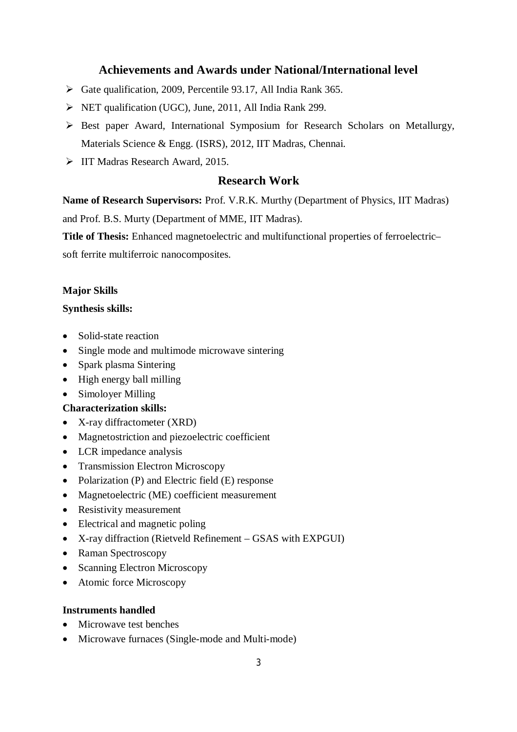## Achievements and Awards under National/International level

- Gate qualification, 2009, Percentile 93.17, All India Rank 365.
- NET qualification (UGC), June, 2011, All India Rank 299.
- Best paper Award, International Symposium for Research Scholars on Metallurgy, Materials Science & Engg. (ISRS), 2012, IIT Madras, Chennai.
- IIT Madras Research Award, 2015.

## Research Work

**Name of Research Supervisors:** Prof. V.R.K. Murthy (Department of Physics, IIT Madras) and Prof. B.S. Murty (Department of MME, IIT Madras).

**Title of Thesis:** Enhanced magnetoelectric and multifunctional properties of ferroelectric–soft ferrite multiferroic nanocomposites.

**Major Skills**

**Synthesis skills:**

- Solid-state reaction
- Single mode and multimode microwave sintering
- Spark plasma Sintering
- High energy ball milling
- Simoloyer Milling

**Characterization skills:**

- X-ray diffractometer (XRD)
- Magnetostriction and piezoelectric coefficient
- LCR impedance analysis
- Transmission Electron Microscopy
- Polarization (P) and Electric field (E) response
- Magnetoelectric (ME) coefficient measurement
- Resistivity measurement
- Electrical and magnetic poling
- X-ray diffraction (Rietveld Refinement – GSAS with EXPGUI)
- Raman Spectroscopy
- Scanning Electron Microscopy
- Atomic force Microscopy

**Instruments handled**

- Microwave test benches
- Microwave furnaces (Single-mode and Multi-mode)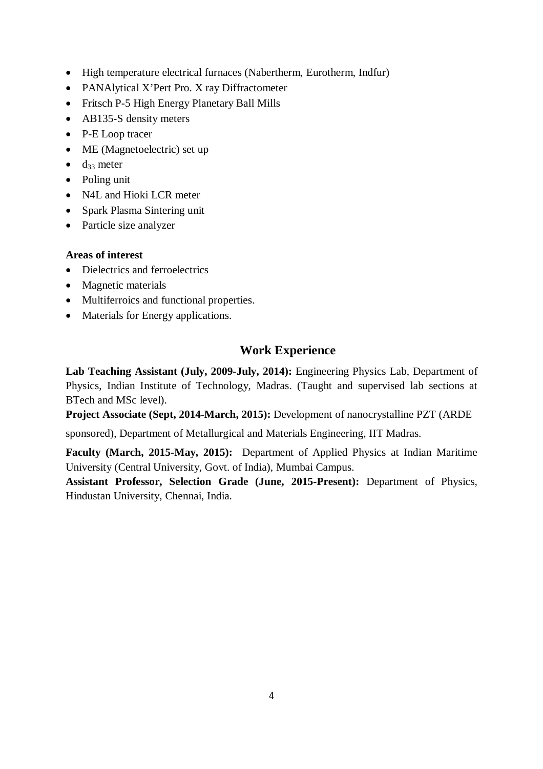- High temperature electrical furnaces (Nabertherm, Eurotherm, Indfur)
- PANAlytical X'Pert Pro. X ray Diffractometer
- Fritsch P-5 High Energy Planetary Ball Mills
- AB135-S density meters
- P-E Loop tracer
- ME (Magnetoelectric) set up
- $d_{33}$ meter
- Poling unit
- N4L and Hioki LCR meter
- Spark Plasma Sintering unit
- Particle size analyzer

**Areas of interest**

- Dielectrics and ferroelectrics
- Magnetic materials
- Multiferroics and functional properties.
- Materials for Energy applications.

## Work Experience

**Lab Teaching Assistant (July, 2009-July, 2014):** Engineering Physics Lab, Department of Physics, Indian Institute of Technology, Madras. (Taught and supervised lab sections at BTech and MSc level).

**Project Associate (Sept, 2014-March, 2015):** Development of nanocrystalline PZT (ARDE sponsored), Department of Metallurgical and Materials Engineering, IIT Madras.

**Faculty (March, 2015-May, 2015):** Department of Applied Physics at Indian Maritime University (Central University, Govt. of India), Mumbai Campus.

**Assistant Professor, Selection Grade (June, 2015-Present):** Department of Physics, Hindustan University, Chennai, India.